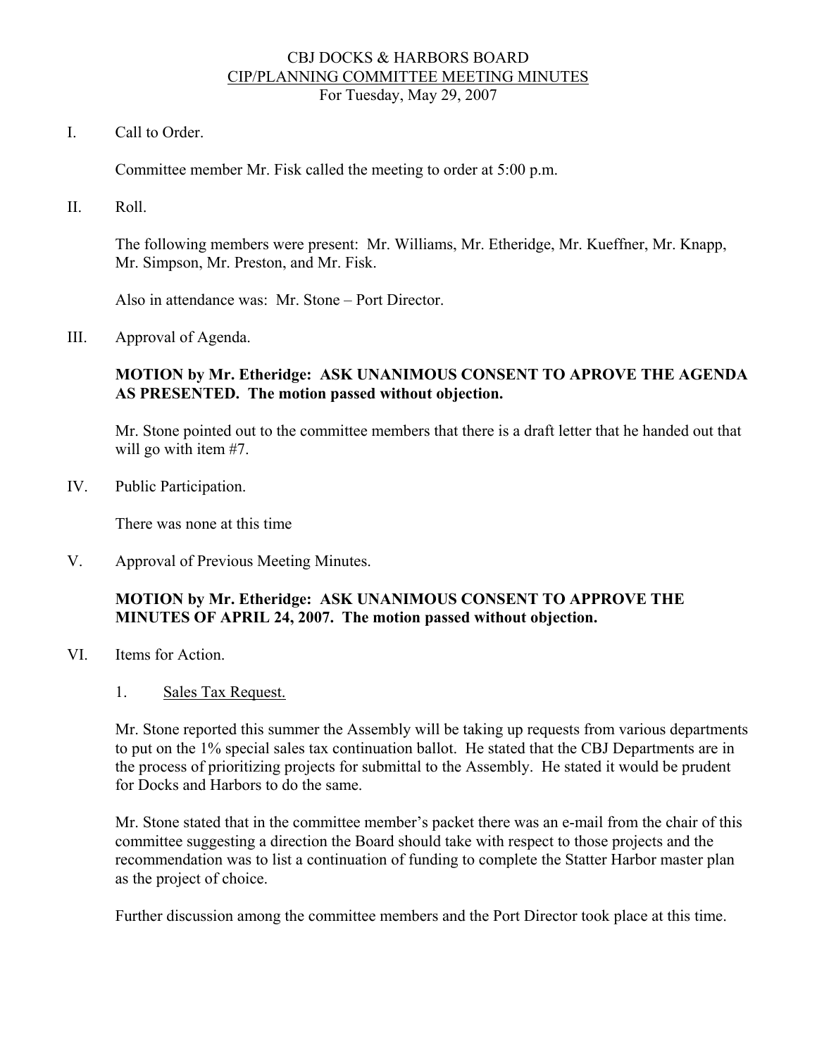# CBJ DOCKS & HARBORS BOARD
## CIP/PLANNING COMMITTEE MEETING MINUTES
For Tuesday, May 29, 2007

I. Call to Order.

Committee member Mr. Fisk called the meeting to order at 5:00 p.m.

II. Roll.

The following members were present: Mr. Williams, Mr. Etheridge, Mr. Kueffner, Mr. Knapp, Mr. Simpson, Mr. Preston, and Mr. Fisk.

Also in attendance was: Mr. Stone – Port Director.

III. Approval of Agenda.

**MOTION by Mr. Etheridge: ASK UNANIMOUS CONSENT TO APROVE THE AGENDA AS PRESENTED. The motion passed without objection.**

Mr. Stone pointed out to the committee members that there is a draft letter that he handed out that will go with item #7.

IV. Public Participation.

There was none at this time

V. Approval of Previous Meeting Minutes.

**MOTION by Mr. Etheridge: ASK UNANIMOUS CONSENT TO APPROVE THE MINUTES OF APRIL 24, 2007. The motion passed without objection.**

VI. Items for Action.

1. Sales Tax Request.

Mr. Stone reported this summer the Assembly will be taking up requests from various departments to put on the 1% special sales tax continuation ballot. He stated that the CBJ Departments are in the process of prioritizing projects for submittal to the Assembly. He stated it would be prudent for Docks and Harbors to do the same.

Mr. Stone stated that in the committee member's packet there was an e-mail from the chair of this committee suggesting a direction the Board should take with respect to those projects and the recommendation was to list a continuation of funding to complete the Statter Harbor master plan as the project of choice.

Further discussion among the committee members and the Port Director took place at this time.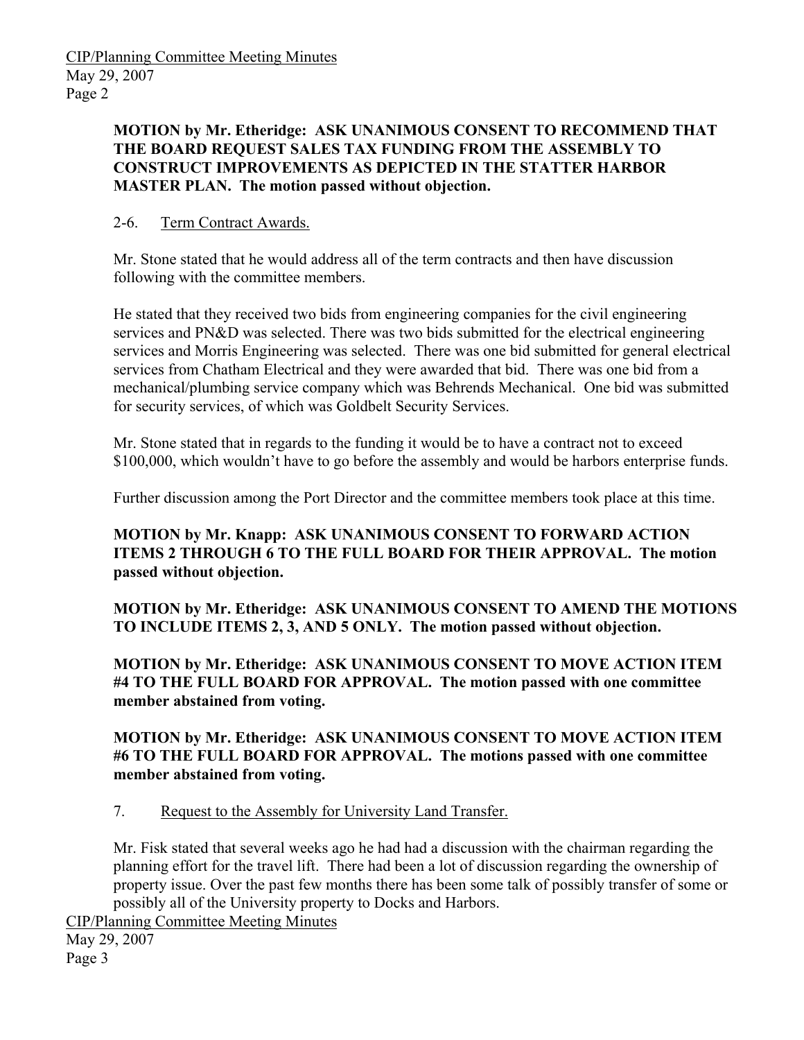**MOTION by Mr. Etheridge: ASK UNANIMOUS CONSENT TO RECOMMEND THAT THE BOARD REQUEST SALES TAX FUNDING FROM THE ASSEMBLY TO CONSTRUCT IMPROVEMENTS AS DEPICTED IN THE STATTER HARBOR MASTER PLAN. The motion passed without objection.**

2-6. Term Contract Awards.

Mr. Stone stated that he would address all of the term contracts and then have discussion following with the committee members.

He stated that they received two bids from engineering companies for the civil engineering services and PN&D was selected. There was two bids submitted for the electrical engineering services and Morris Engineering was selected. There was one bid submitted for general electrical services from Chatham Electrical and they were awarded that bid. There was one bid from a mechanical/plumbing service company which was Behrends Mechanical. One bid was submitted for security services, of which was Goldbelt Security Services.

Mr. Stone stated that in regards to the funding it would be to have a contract not to exceed $100,000, which wouldn't have to go before the assembly and would be harbors enterprise funds.

Further discussion among the Port Director and the committee members took place at this time.

**MOTION by Mr. Knapp: ASK UNANIMOUS CONSENT TO FORWARD ACTION ITEMS 2 THROUGH 6 TO THE FULL BOARD FOR THEIR APPROVAL. The motion passed without objection.**

**MOTION by Mr. Etheridge: ASK UNANIMOUS CONSENT TO AMEND THE MOTIONS TO INCLUDE ITEMS 2, 3, AND 5 ONLY. The motion passed without objection.**

**MOTION by Mr. Etheridge: ASK UNANIMOUS CONSENT TO MOVE ACTION ITEM #4 TO THE FULL BOARD FOR APPROVAL. The motion passed with one committee member abstained from voting.**

**MOTION by Mr. Etheridge: ASK UNANIMOUS CONSENT TO MOVE ACTION ITEM #6 TO THE FULL BOARD FOR APPROVAL. The motions passed with one committee member abstained from voting.**

7. Request to the Assembly for University Land Transfer.

Mr. Fisk stated that several weeks ago he had had a discussion with the chairman regarding the planning effort for the travel lift. There had been a lot of discussion regarding the ownership of property issue. Over the past few months there has been some talk of possibly transfer of some or possibly all of the University property to Docks and Harbors.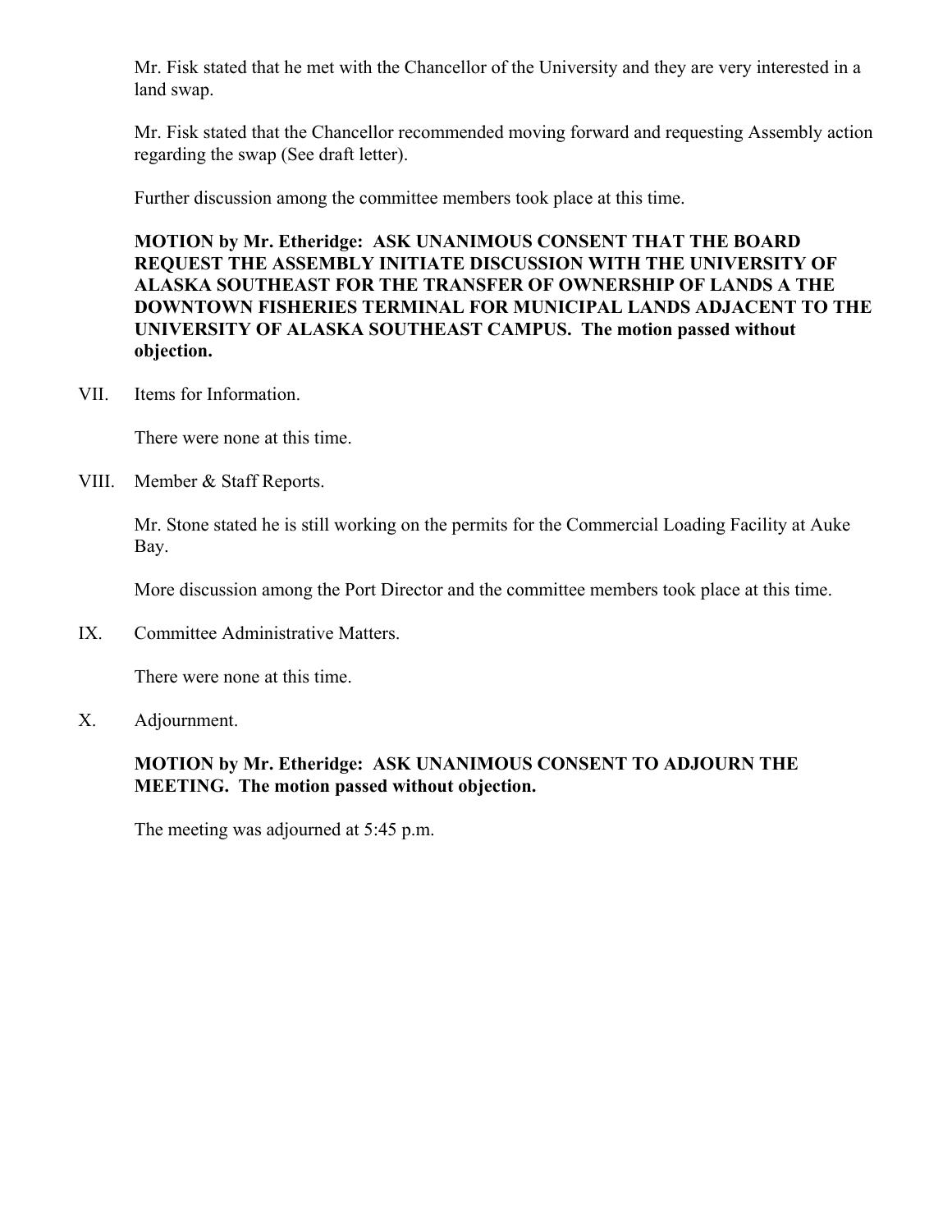Mr. Fisk stated that he met with the Chancellor of the University and they are very interested in a land swap.

Mr. Fisk stated that the Chancellor recommended moving forward and requesting Assembly action regarding the swap (See draft letter).

Further discussion among the committee members took place at this time.

**MOTION by Mr. Etheridge: ASK UNANIMOUS CONSENT THAT THE BOARD REQUEST THE ASSEMBLY INITIATE DISCUSSION WITH THE UNIVERSITY OF ALASKA SOUTHEAST FOR THE TRANSFER OF OWNERSHIP OF LANDS A THE DOWNTOWN FISHERIES TERMINAL FOR MUNICIPAL LANDS ADJACENT TO THE UNIVERSITY OF ALASKA SOUTHEAST CAMPUS. The motion passed without objection.**

VII. Items for Information.

There were none at this time.

VIII. Member & Staff Reports.

Mr. Stone stated he is still working on the permits for the Commercial Loading Facility at Auke Bay.

More discussion among the Port Director and the committee members took place at this time.

IX. Committee Administrative Matters.

There were none at this time.

X. Adjournment.

**MOTION by Mr. Etheridge: ASK UNANIMOUS CONSENT TO ADJOURN THE MEETING. The motion passed without objection.**

The meeting was adjourned at 5:45 p.m.